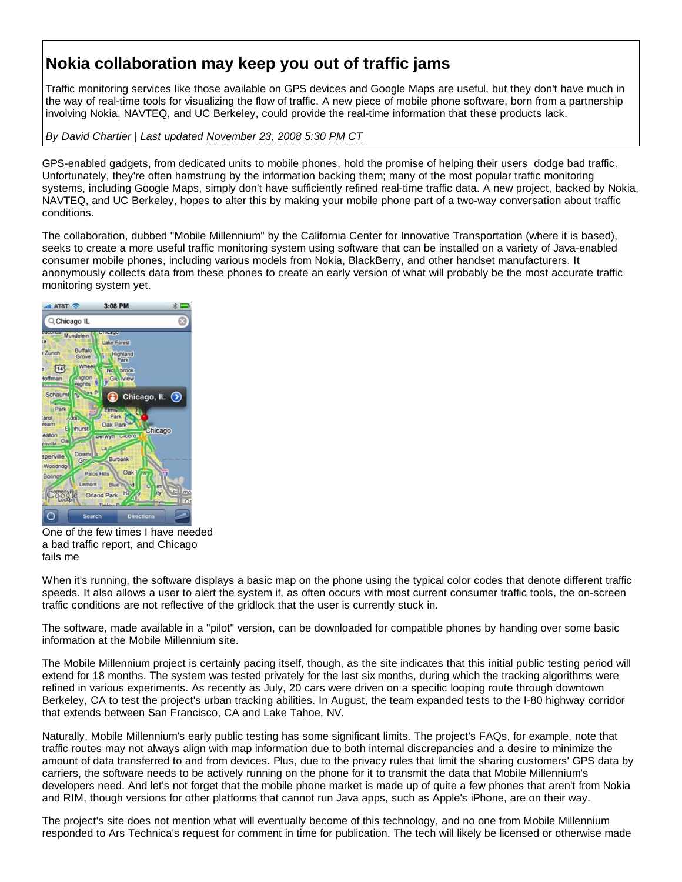# Nokia collaboration may keep you out of traffic jams

Traffic monitoring services like those available on GPS devices and Google Maps are useful, but they don't have much in the way of real-time tools for visualizing the flow of traffic. A new piece of mobile phone software, born from a partnership involving Nokia, NAVTEQ, and UC Berkeley, could provide the real-time information that these products lack.

*By David Chartier | Last updated November 23, 2008 5:30 PM CT*

GPS-enabled gadgets, from dedicated units to mobile phones, hold the promise of helping their users dodge bad traffic. Unfortunately, they're often hamstrung by the information backing them; many of the most popular traffic monitoring systems, including Google Maps, simply don't have sufficiently refined real-time traffic data. A new project, backed by Nokia, NAVTEQ, and UC Berkeley, hopes to alter this by making your mobile phone part of a two-way conversation about traffic conditions.

The collaboration, dubbed "Mobile Millennium" by the California Center for Innovative Transportation (where it is based), seeks to create a more useful traffic monitoring system using software that can be installed on a variety of Java-enabled consumer mobile phones, including various models from Nokia, BlackBerry, and other handset manufacturers. It anonymously collects data from these phones to create an early version of what will probably be the most accurate traffic monitoring system yet.

One of the few times I have needed a bad traffic report, and Chicago fails me

When it's running, the software displays a basic map on the phone using the typical color codes that denote different traffic speeds. It also allows a user to alert the system if, as often occurs with most current consumer traffic tools, the on-screen traffic conditions are not reflective of the gridlock that the user is currently stuck in.

The software, made available in a "pilot" version, can be downloaded for compatible phones by handing over some basic information at the Mobile Millennium site.

The Mobile Millennium project is certainly pacing itself, though, as the site indicates that this initial public testing period will extend for 18 months. The system was tested privately for the last six months, during which the tracking algorithms were refined in various experiments. As recently as July, 20 cars were driven on a specific looping route through downtown Berkeley, CA to test the project's urban tracking abilities. In August, the team expanded tests to the I-80 highway corridor that extends between San Francisco, CA and Lake Tahoe, NV.

Naturally, Mobile Millennium's early public testing has some significant limits. The project's FAQs, for example, note that traffic routes may not always align with map information due to both internal discrepancies and a desire to minimize the amount of data transferred to and from devices. Plus, due to the privacy rules that limit the sharing customers' GPS data by carriers, the software needs to be actively running on the phone for it to transmit the data that Mobile Millennium's developers need. And let's not forget that the mobile phone market is made up of quite a few phones that aren't from Nokia and RIM, though versions for other platforms that cannot run Java apps, such as Apple's iPhone, are on their way.

The project's site does not mention what will eventually become of this technology, and no one from Mobile Millennium responded to Ars Technica's request for comment in time for publication. The tech will likely be licensed or otherwise made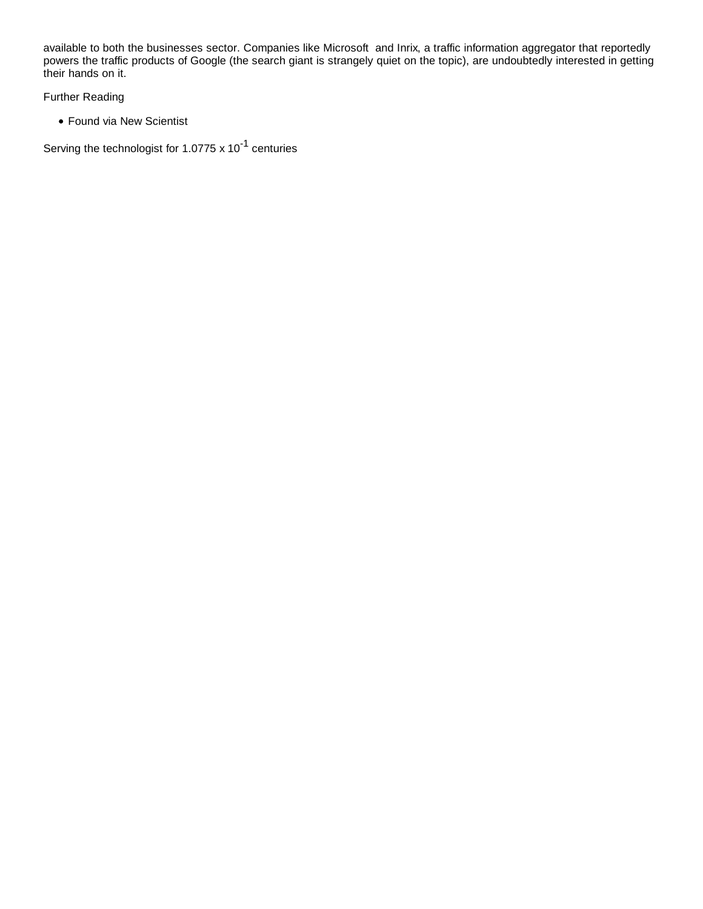available to both the businesses sector. Companies like Microsoft and Inrix, a traffic information aggregator that reportedly powers the traffic products of Google (the search giant is strangely quiet on the topic), are undoubtedly interested in getting their hands on it.

Further Reading

- Found via New Scientist

Serving the technologist for $1.0775 \times 10^{-1}$ centuries